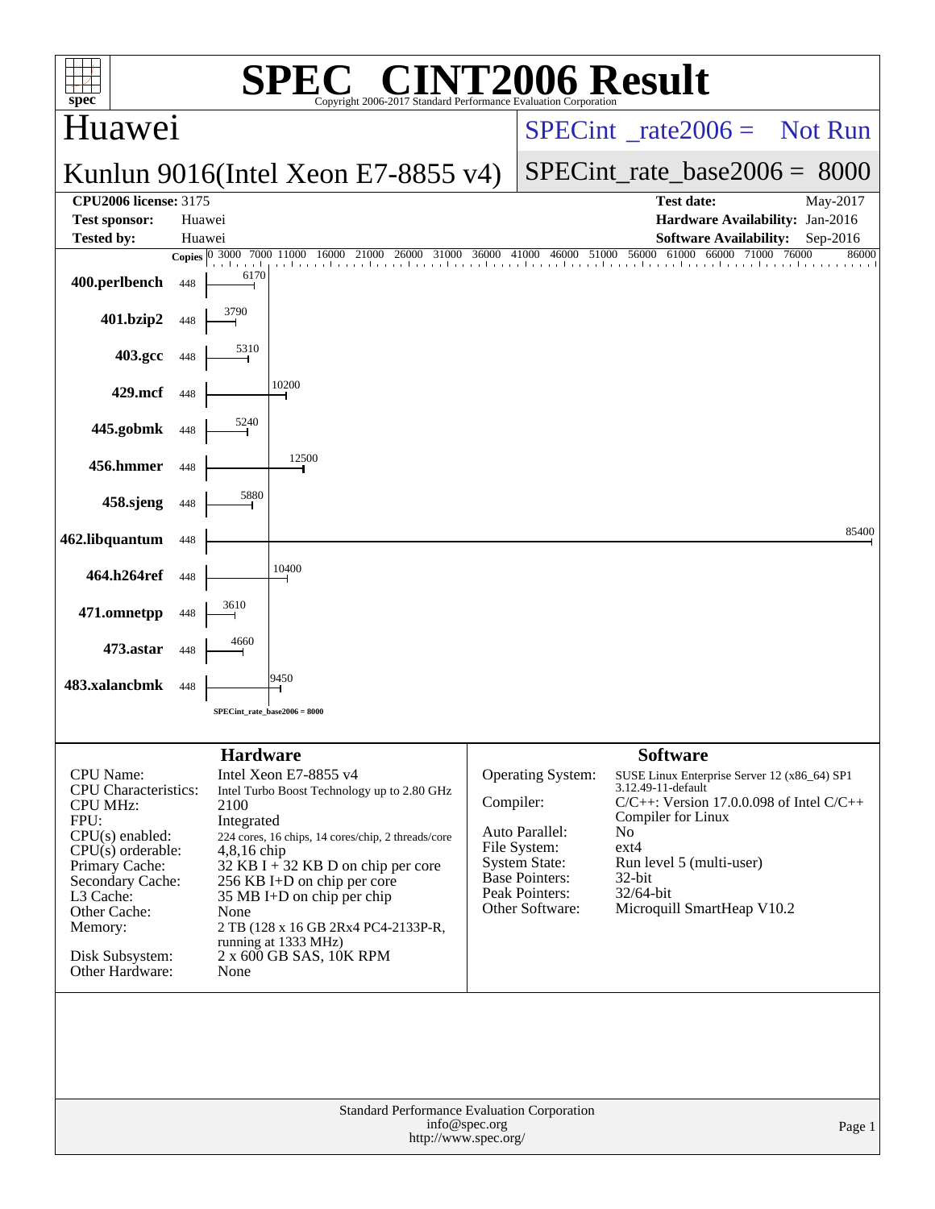# SPEC® CINT2006 Result

Copyright 2006-2017 Standard Performance Evaluation Corporation

## Huawei

**Kunlun 9016(Intel Xeon E7-8855 v4)**

SPECint_rate2006 = Not Run

SPECint_rate_base2006 = 8000

| | | | |
|---|---|---|---|
| **CPU2006 license:** | 3175 | **Test date:** | May-2017 |
| **Test sponsor:** | Huawei | **Hardware Availability:** | Jan-2016 |
| **Tested by:** | Huawei | **Software Availability:** | Sep-2016 |

| Benchmark | Copies | Base Ratio |
|---|---|---|
| 400.perlbench | 448 | 6170 |
| 401.bzip2 | 448 | 3790 |
| 403.gcc | 448 | 5310 |
| 429.mcf | 448 | 10200 |
| 445.gobmk | 448 | 5240 |
| 456.hmmer | 448 | 12500 |
| 458.sjeng | 448 | 5880 |
| 462.libquantum | 448 | 85400 |
| 464.h264ref | 448 | 10400 |
| 471.omnetpp | 448 | 3610 |
| 473.astar | 448 | 4660 |
| 483.xalancbmk | 448 | 9450 |

SPECint_rate_base2006 = 8000

### Hardware

| | |
|---|---|
| CPU Name: | Intel Xeon E7-8855 v4 |
| CPU Characteristics: | Intel Turbo Boost Technology up to 2.80 GHz |
| CPU MHz: | 2100 |
| FPU: | Integrated |
| CPU(s) enabled: | 224 cores, 16 chips, 14 cores/chip, 2 threads/core |
| CPU(s) orderable: | 4,8,16 chip |
| Primary Cache: | 32 KB I + 32 KB D on chip per core |
| Secondary Cache: | 256 KB I+D on chip per core |
| L3 Cache: | 35 MB I+D on chip per chip |
| Other Cache: | None |
| Memory: | 2 TB (128 x 16 GB 2Rx4 PC4-2133P-R, running at 1333 MHz) |
| Disk Subsystem: | 2 x 600 GB SAS, 10K RPM |
| Other Hardware: | None |

### Software

| | |
|---|---|
| Operating System: | SUSE Linux Enterprise Server 12 (x86_64) SP1 3.12.49-11-default |
| Compiler: | C/C++: Version 17.0.0.098 of Intel C/C++ Compiler for Linux |
| Auto Parallel: | No |
| File System: | ext4 |
| System State: | Run level 5 (multi-user) |
| Base Pointers: | 32-bit |
| Peak Pointers: | 32/64-bit |
| Other Software: | Microquill SmartHeap V10.2 |

Standard Performance Evaluation Corporation
info@spec.org
http://www.spec.org/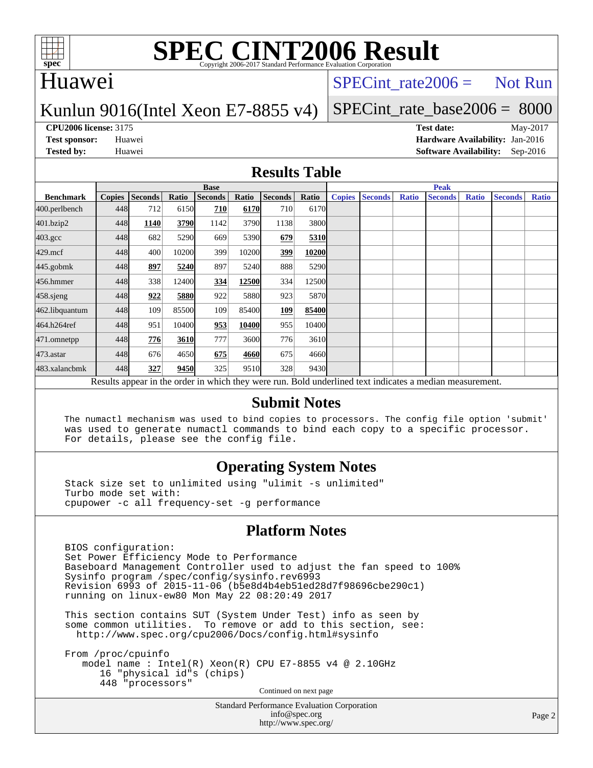# SPEC CINT2006 Result

Copyright 2006-2017 Standard Performance Evaluation Corporation

## Huawei

Kunlun 9016(Intel Xeon E7-8855 v4)

SPECint_rate2006 = Not Run

SPECint_rate_base2006 = 8000

**CPU2006 license:** 3175
**Test sponsor:** Huawei
**Tested by:** Huawei

**Test date:** May-2017
**Hardware Availability:** Jan-2016
**Software Availability:** Sep-2016

## Results Table

| | Base | | | | | | | Peak | | | | | | |
|---|---|---|---|---|---|---|---|---|---|---|---|---|---|---|
| **Benchmark** | **Copies** | **Seconds** | **Ratio** | **Seconds** | **Ratio** | **Seconds** | **Ratio** | **Copies** | **Seconds** | **Ratio** | **Seconds** | **Ratio** | **Seconds** | **Ratio** |
| 400.perlbench | 448 | 712 | 6150 | **710** | **6170** | 710 | 6170 | | | | | | | |
| 401.bzip2 | 448 | **1140** | **3790** | 1142 | 3790 | 1138 | 3800 | | | | | | | |
| 403.gcc | 448 | 682 | 5290 | 669 | 5390 | **679** | **5310** | | | | | | | |
| 429.mcf | 448 | 400 | 10200 | 399 | 10200 | **399** | **10200** | | | | | | | |
| 445.gobmk | 448 | **897** | **5240** | 897 | 5240 | 888 | 5290 | | | | | | | |
| 456.hmmer | 448 | 338 | 12400 | **334** | **12500** | 334 | 12500 | | | | | | | |
| 458.sjeng | 448 | **922** | **5880** | 922 | 5880 | 923 | 5870 | | | | | | | |
| 462.libquantum | 448 | 109 | 85500 | 109 | 85400 | **109** | **85400** | | | | | | | |
| 464.h264ref | 448 | 951 | 10400 | **953** | **10400** | 955 | 10400 | | | | | | | |
| 471.omnetpp | 448 | **776** | **3610** | 777 | 3600 | 776 | 3610 | | | | | | | |
| 473.astar | 448 | 676 | 4650 | **675** | **4660** | 675 | 4660 | | | | | | | |
| 483.xalancbmk | 448 | **327** | **9450** | 325 | 9510 | 328 | 9430 | | | | | | | |

Results appear in the order in which they were run. Bold underlined text indicates a median measurement.

## Submit Notes

```
The numactl mechanism was used to bind copies to processors. The config file option 'submit'
was used to generate numactl commands to bind each copy to a specific processor.
For details, please see the config file.
```

## Operating System Notes

```
Stack size set to unlimited using "ulimit -s unlimited"
Turbo mode set with:
cpupower -c all frequency-set -g performance
```

## Platform Notes

```
BIOS configuration:
Set Power Efficiency Mode to Performance
Baseboard Management Controller used to adjust the fan speed to 100%
Sysinfo program /spec/config/sysinfo.rev6993
Revision 6993 of 2015-11-06 (b5e8d4b4eb51ed28d7f98696cbe290c1)
running on linux-ew80 Mon May 22 08:20:49 2017

This section contains SUT (System Under Test) info as seen by
some common utilities.  To remove or add to this section, see:
  http://www.spec.org/cpu2006/Docs/config.html#sysinfo

From /proc/cpuinfo
   model name : Intel(R) Xeon(R) CPU E7-8855 v4 @ 2.10GHz
      16 "physical id"s (chips)
      448 "processors"
```

Continued on next page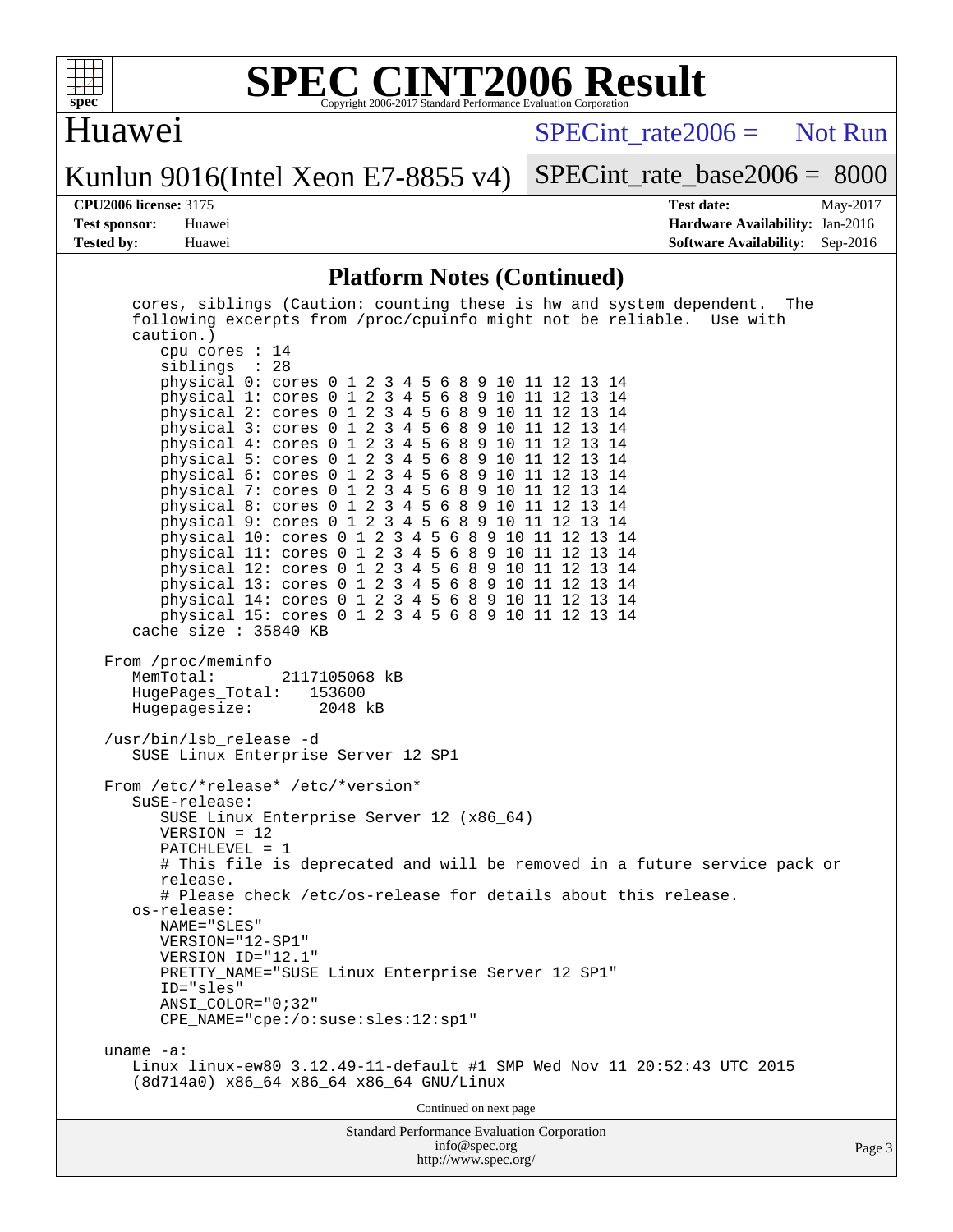## Platform Notes (Continued)

```
   cores, siblings (Caution: counting these is hw and system dependent.  The
   following excerpts from /proc/cpuinfo might not be reliable.  Use with
   caution.)
      cpu cores : 14
      siblings  : 28
      physical 0: cores 0 1 2 3 4 5 6 8 9 10 11 12 13 14
      physical 1: cores 0 1 2 3 4 5 6 8 9 10 11 12 13 14
      physical 2: cores 0 1 2 3 4 5 6 8 9 10 11 12 13 14
      physical 3: cores 0 1 2 3 4 5 6 8 9 10 11 12 13 14
      physical 4: cores 0 1 2 3 4 5 6 8 9 10 11 12 13 14
      physical 5: cores 0 1 2 3 4 5 6 8 9 10 11 12 13 14
      physical 6: cores 0 1 2 3 4 5 6 8 9 10 11 12 13 14
      physical 7: cores 0 1 2 3 4 5 6 8 9 10 11 12 13 14
      physical 8: cores 0 1 2 3 4 5 6 8 9 10 11 12 13 14
      physical 9: cores 0 1 2 3 4 5 6 8 9 10 11 12 13 14
      physical 10: cores 0 1 2 3 4 5 6 8 9 10 11 12 13 14
      physical 11: cores 0 1 2 3 4 5 6 8 9 10 11 12 13 14
      physical 12: cores 0 1 2 3 4 5 6 8 9 10 11 12 13 14
      physical 13: cores 0 1 2 3 4 5 6 8 9 10 11 12 13 14
      physical 14: cores 0 1 2 3 4 5 6 8 9 10 11 12 13 14
      physical 15: cores 0 1 2 3 4 5 6 8 9 10 11 12 13 14
   cache size : 35840 KB

 From /proc/meminfo
    MemTotal:       2117105068 kB
    HugePages_Total:   153600
    Hugepagesize:       2048 kB

 /usr/bin/lsb_release -d
    SUSE Linux Enterprise Server 12 SP1

 From /etc/*release* /etc/*version*
    SuSE-release:
       SUSE Linux Enterprise Server 12 (x86_64)
       VERSION = 12
       PATCHLEVEL = 1
       # This file is deprecated and will be removed in a future service pack or
       release.
       # Please check /etc/os-release for details about this release.
    os-release:
       NAME="SLES"
       VERSION="12-SP1"
       VERSION_ID="12.1"
       PRETTY_NAME="SUSE Linux Enterprise Server 12 SP1"
       ID="sles"
       ANSI_COLOR="0;32"
       CPE_NAME="cpe:/o:suse:sles:12:sp1"

 uname -a:
    Linux linux-ew80 3.12.49-11-default #1 SMP Wed Nov 11 20:52:43 UTC 2015
    (8d714a0) x86_64 x86_64 x86_64 GNU/Linux
```

Continued on next page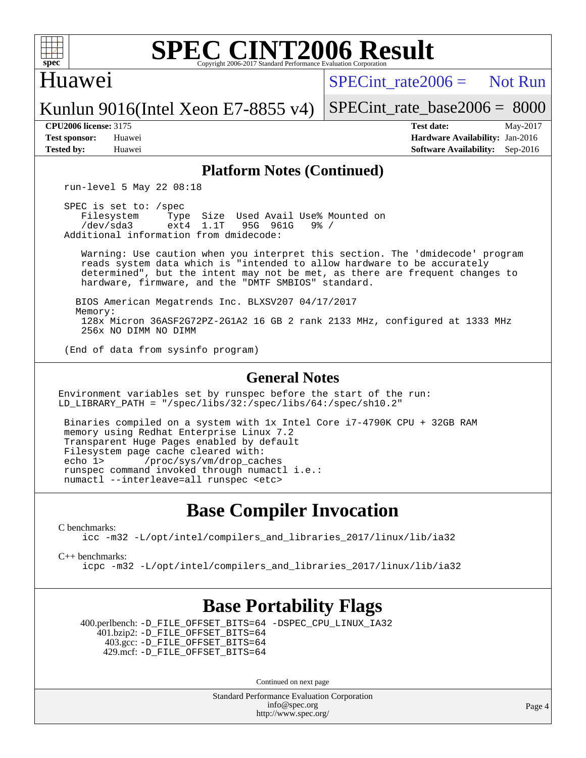# SPEC CINT2006 Result

Huawei

Kunlun 9016(Intel Xeon E7-8855 v4)

SPECint_rate2006 = Not Run

SPECint_rate_base2006 = 8000

**CPU2006 license:** 3175
**Test sponsor:** Huawei
**Tested by:** Huawei

**Test date:** May-2017
**Hardware Availability:** Jan-2016
**Software Availability:** Sep-2016

## Platform Notes (Continued)

```
run-level 5 May 22 08:18

SPEC is set to: /spec
   Filesystem     Type  Size  Used Avail Use% Mounted on
   /dev/sda3      ext4  1.1T   95G  961G   9% /
Additional information from dmidecode:

    Warning: Use caution when you interpret this section. The 'dmidecode' program
    reads system data which is "intended to allow hardware to be accurately
    determined", but the intent may not be met, as there are frequent changes to
    hardware, firmware, and the "DMTF SMBIOS" standard.

   BIOS American Megatrends Inc. BLXSV207 04/17/2017
   Memory:
    128x Micron 36ASF2G72PZ-2G1A2 16 GB 2 rank 2133 MHz, configured at 1333 MHz
    256x NO DIMM NO DIMM

(End of data from sysinfo program)
```

## General Notes

```
Environment variables set by runspec before the start of the run:
LD_LIBRARY_PATH = "/spec/libs/32:/spec/libs/64:/spec/sh10.2"

 Binaries compiled on a system with 1x Intel Core i7-4790K CPU + 32GB RAM
 memory using Redhat Enterprise Linux 7.2
 Transparent Huge Pages enabled by default
 Filesystem page cache cleared with:
 echo 1>       /proc/sys/vm/drop_caches
 runspec command invoked through numactl i.e.:
 numactl --interleave=all runspec <etc>
```

## Base Compiler Invocation

C benchmarks:
    icc -m32 -L/opt/intel/compilers_and_libraries_2017/linux/lib/ia32

C++ benchmarks:
    icpc -m32 -L/opt/intel/compilers_and_libraries_2017/linux/lib/ia32

## Base Portability Flags

400.perlbench: -D_FILE_OFFSET_BITS=64 -DSPEC_CPU_LINUX_IA32
401.bzip2: -D_FILE_OFFSET_BITS=64
403.gcc: -D_FILE_OFFSET_BITS=64
429.mcf: -D_FILE_OFFSET_BITS=64

Continued on next page

Standard Performance Evaluation Corporation
info@spec.org
http://www.spec.org/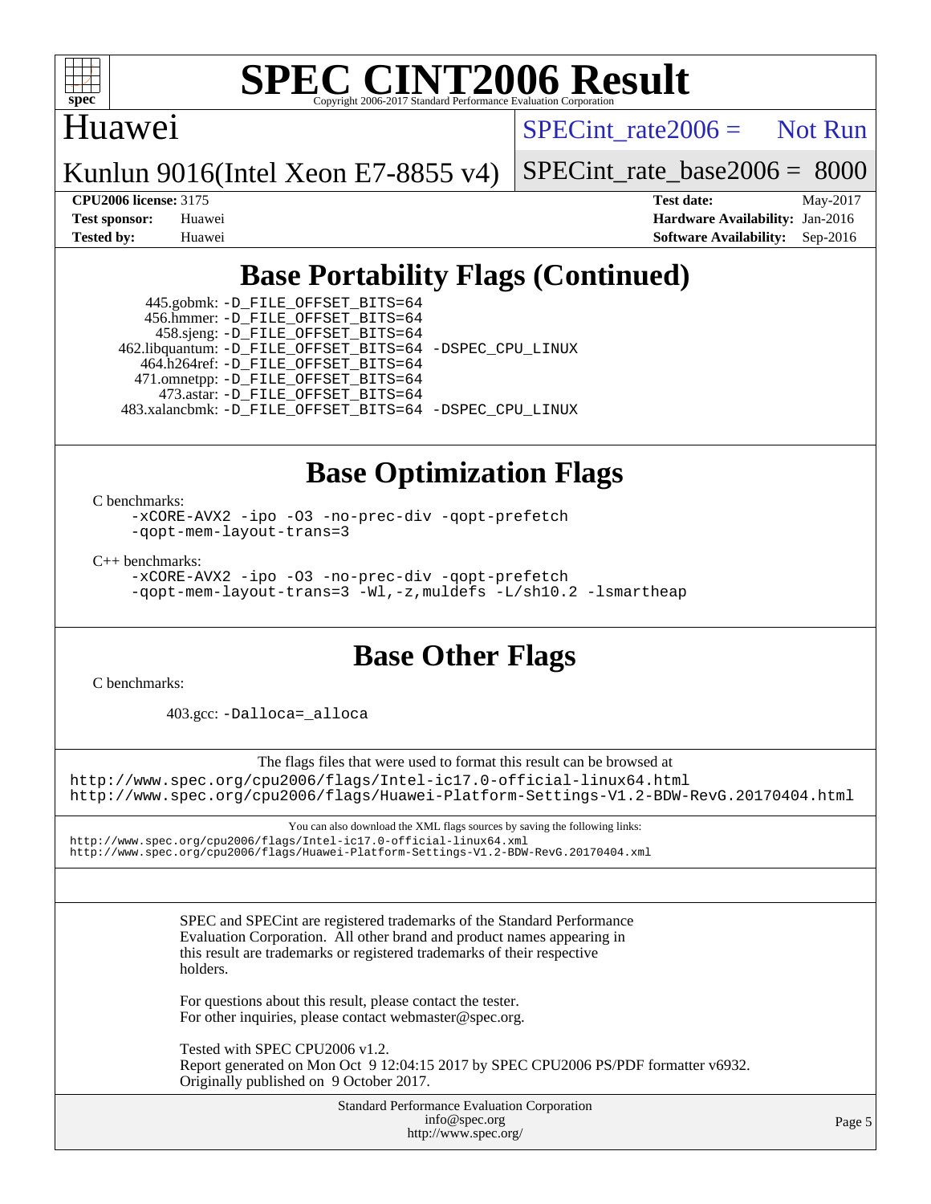# Base Portability Flags (Continued)

445.gobmk: -D_FILE_OFFSET_BITS=64
456.hmmer: -D_FILE_OFFSET_BITS=64
458.sjeng: -D_FILE_OFFSET_BITS=64
462.libquantum: -D_FILE_OFFSET_BITS=64 -DSPEC_CPU_LINUX
464.h264ref: -D_FILE_OFFSET_BITS=64
471.omnetpp: -D_FILE_OFFSET_BITS=64
473.astar: -D_FILE_OFFSET_BITS=64
483.xalancbmk: -D_FILE_OFFSET_BITS=64 -DSPEC_CPU_LINUX

# Base Optimization Flags

C benchmarks:

-xCORE-AVX2 -ipo -O3 -no-prec-div -qopt-prefetch -qopt-mem-layout-trans=3

C++ benchmarks:

-xCORE-AVX2 -ipo -O3 -no-prec-div -qopt-prefetch -qopt-mem-layout-trans=3 -Wl,-z,muldefs -L/sh10.2 -lsmartheap

# Base Other Flags

C benchmarks:

403.gcc: -Dalloca=_alloca

The flags files that were used to format this result can be browsed at
http://www.spec.org/cpu2006/flags/Intel-ic17.0-official-linux64.html
http://www.spec.org/cpu2006/flags/Huawei-Platform-Settings-V1.2-BDW-RevG.20170404.html

You can also download the XML flags sources by saving the following links:
http://www.spec.org/cpu2006/flags/Intel-ic17.0-official-linux64.xml
http://www.spec.org/cpu2006/flags/Huawei-Platform-Settings-V1.2-BDW-RevG.20170404.xml

SPEC and SPECint are registered trademarks of the Standard Performance Evaluation Corporation. All other brand and product names appearing in this result are trademarks or registered trademarks of their respective holders.

For questions about this result, please contact the tester.
For other inquiries, please contact webmaster@spec.org.

Tested with SPEC CPU2006 v1.2.
Report generated on Mon Oct 9 12:04:15 2017 by SPEC CPU2006 PS/PDF formatter v6932.
Originally published on 9 October 2017.